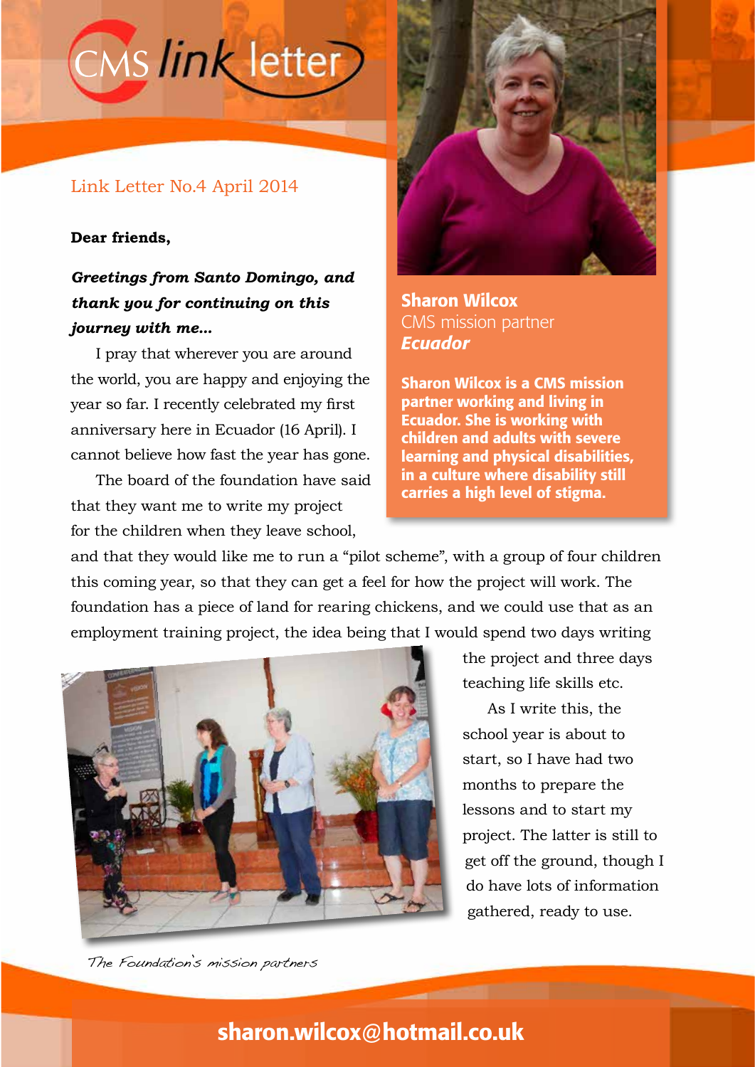# CMS link letter

Link Letter No.4 April 2014

**Sharon Wilcox**
CMS mission partner
***Ecuador***

**Sharon Wilcox is a CMS mission partner working and living in Ecuador. She is working with children and adults with severe learning and physical disabilities, in a culture where disability still carries a high level of stigma.**

**Dear friends,**

***Greetings from Santo Domingo, and thank you for continuing on this journey with me...***

I pray that wherever you are around the world, you are happy and enjoying the year so far. I recently celebrated my first anniversary here in Ecuador (16 April). I cannot believe how fast the year has gone.

The board of the foundation have said that they want me to write my project for the children when they leave school, and that they would like me to run a "pilot scheme", with a group of four children this coming year, so that they can get a feel for how the project will work. The foundation has a piece of land for rearing chickens, and we could use that as an employment training project, the idea being that I would spend two days writing the project and three days teaching life skills etc.

As I write this, the school year is about to start, so I have had two months to prepare the lessons and to start my project. The latter is still to get off the ground, though I do have lots of information gathered, ready to use.

*The Foundation's mission partners*

**sharon.wilcox@hotmail.co.uk**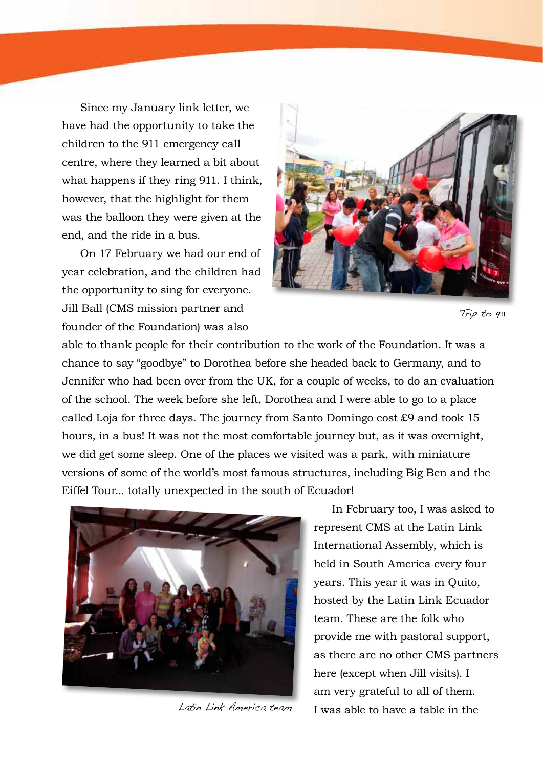Since my January link letter, we have had the opportunity to take the children to the 911 emergency call centre, where they learned a bit about what happens if they ring 911. I think, however, that the highlight for them was the balloon they were given at the end, and the ride in a bus.

On 17 February we had our end of year celebration, and the children had the opportunity to sing for everyone. Jill Ball (CMS mission partner and founder of the Foundation) was also able to thank people for their contribution to the work of the Foundation. It was a chance to say "goodbye" to Dorothea before she headed back to Germany, and to Jennifer who had been over from the UK, for a couple of weeks, to do an evaluation of the school. The week before she left, Dorothea and I were able to go to a place called Loja for three days. The journey from Santo Domingo cost £9 and took 15 hours, in a bus! It was not the most comfortable journey but, as it was overnight, we did get some sleep. One of the places we visited was a park, with miniature versions of some of the world's most famous structures, including Big Ben and the Eiffel Tour... totally unexpected in the south of Ecuador!

*Trip to 911*

In February too, I was asked to represent CMS at the Latin Link International Assembly, which is held in South America every four years. This year it was in Quito, hosted by the Latin Link Ecuador team. These are the folk who provide me with pastoral support, as there are no other CMS partners here (except when Jill visits). I am very grateful to all of them. I was able to have a table in the

*Latin Link America team*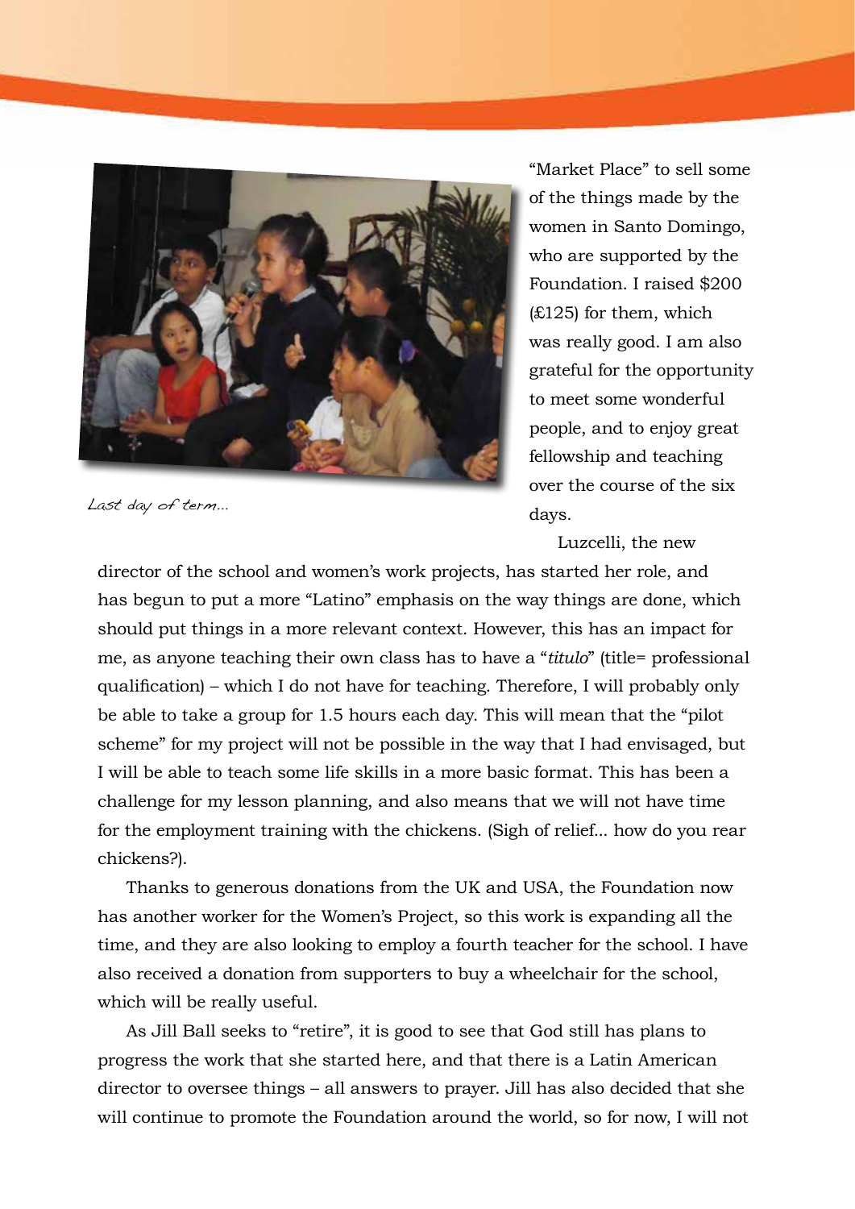Last day of term...

"Market Place" to sell some of the things made by the women in Santo Domingo, who are supported by the Foundation. I raised $200 (£125) for them, which was really good. I am also grateful for the opportunity to meet some wonderful people, and to enjoy great fellowship and teaching over the course of the six days.

Luzcelli, the new director of the school and women's work projects, has started her role, and has begun to put a more "Latino" emphasis on the way things are done, which should put things in a more relevant context. However, this has an impact for me, as anyone teaching their own class has to have a "*titulo*" (title= professional qualification) – which I do not have for teaching. Therefore, I will probably only be able to take a group for 1.5 hours each day. This will mean that the "pilot scheme" for my project will not be possible in the way that I had envisaged, but I will be able to teach some life skills in a more basic format. This has been a challenge for my lesson planning, and also means that we will not have time for the employment training with the chickens. (Sigh of relief... how do you rear chickens?).

Thanks to generous donations from the UK and USA, the Foundation now has another worker for the Women's Project, so this work is expanding all the time, and they are also looking to employ a fourth teacher for the school. I have also received a donation from supporters to buy a wheelchair for the school, which will be really useful.

As Jill Ball seeks to "retire", it is good to see that God still has plans to progress the work that she started here, and that there is a Latin American director to oversee things – all answers to prayer. Jill has also decided that she will continue to promote the Foundation around the world, so for now, I will not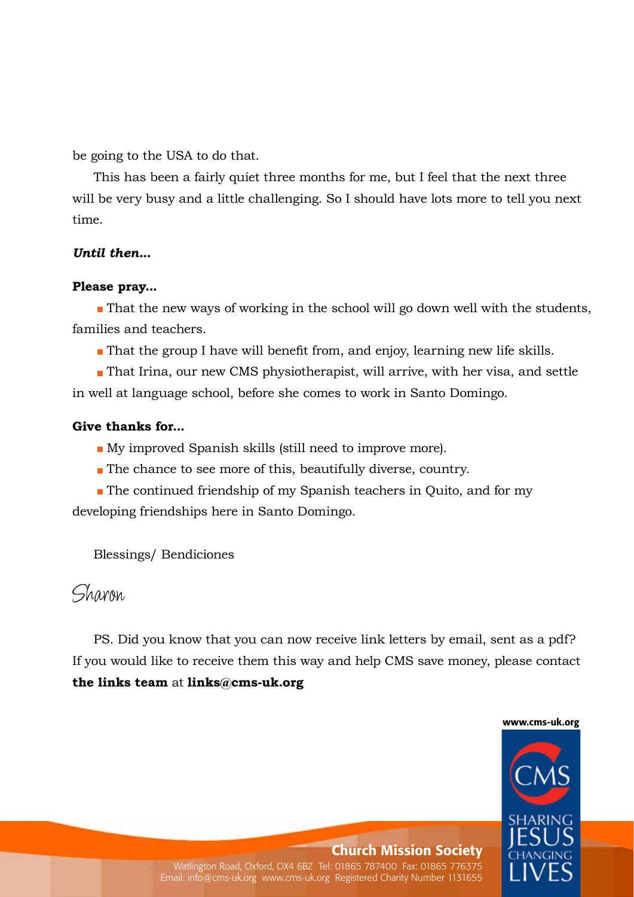be going to the USA to do that.

This has been a fairly quiet three months for me, but I feel that the next three will be very busy and a little challenging. So I should have lots more to tell you next time.

***Until then...***

**Please pray...**

- That the new ways of working in the school will go down well with the students, families and teachers.
- That the group I have will benefit from, and enjoy, learning new life skills.
- That Irina, our new CMS physiotherapist, will arrive, with her visa, and settle in well at language school, before she comes to work in Santo Domingo.

**Give thanks for...**

- My improved Spanish skills (still need to improve more).
- The chance to see more of this, beautifully diverse, country.
- The continued friendship of my Spanish teachers in Quito, and for my developing friendships here in Santo Domingo.

Blessings/ Bendiciones

Sharon

PS. Did you know that you can now receive link letters by email, sent as a pdf? If you would like to receive them this way and help CMS save money, please contact **the links team** at **links@cms-uk.org**

www.cms-uk.org

CMS SHARING JESUS CHANGING LIVES

**Church Mission Society**
Watlington Road, Oxford, OX4 6BZ Tel: 01865 787400 Fax: 01865 776375
Email: info@cms-uk.org www.cms-uk.org Registered Charity Number 1131655